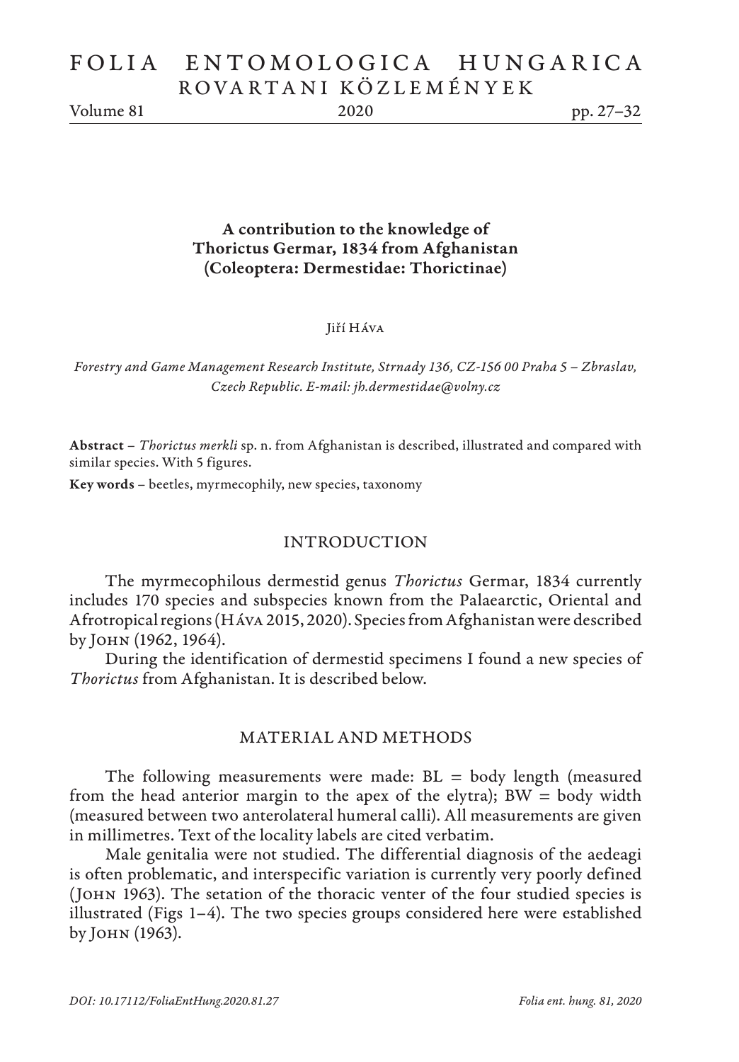# A contribution to the knowledge of Thorictus Germar, 1834 from Afghanistan (Coleoptera: Dermestidae: Thorictinae)

Jiří Háva

*Forestry and Game Management Research Institute, Strnady 136, CZ-156 00 Praha 5 – Zbraslav, Czech Republic. E-mail: jh.dermestidae@volny.cz*

**Abstract** – *Thorictus merkli* sp. n. from Afghanistan is described, illustrated and compared with similar species. With 5 figures.

**Key words** – beetles, myrmecophily, new species, taxonomy

## INTRODUCTION

The myrmecophilous dermestid genus *Thorictus* Germar, 1834 currently includes 170 species and subspecies known from the Palaearctic, Oriental and Afrotropical regions (Háva 2015, 2020). Species from Afghanistan were described by John (1962, 1964).

During the identification of dermestid specimens I found a new species of *Thorictus* from Afghanistan. It is described below.

## MATERIAL AND METHODS

The following measurements were made: BL = body length (measured from the head anterior margin to the apex of the elytra); BW = body width (measured between two anterolateral humeral calli). All measurements are given in millimetres. Text of the locality labels are cited verbatim.

Male genitalia were not studied. The differential diagnosis of the aedeagi is often problematic, and interspecific variation is currently very poorly defined (John 1963). The setation of the thoracic venter of the four studied species is illustrated (Figs 1–4). The two species groups considered here were established by John (1963).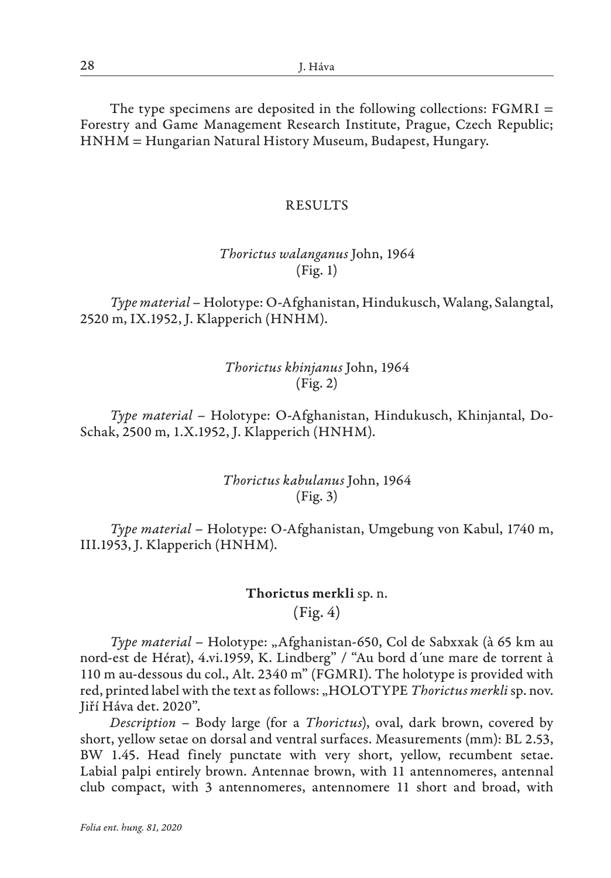The type specimens are deposited in the following collections: FGMRI = Forestry and Game Management Research Institute, Prague, Czech Republic; HNHM = Hungarian Natural History Museum, Budapest, Hungary.

## RESULTS

### *Thorictus walanganus* John, 1964
(Fig. 1)

*Type material* – Holotype: O-Afghanistan, Hindukusch, Walang, Salangtal, 2520 m, IX.1952, J. Klapperich (HNHM).

### *Thorictus khinjanus* John, 1964
(Fig. 2)

*Type material* – Holotype: O-Afghanistan, Hindukusch, Khinjantal, Do-Schak, 2500 m, 1.X.1952, J. Klapperich (HNHM).

### *Thorictus kabulanus* John, 1964
(Fig. 3)

*Type material* – Holotype: O-Afghanistan, Umgebung von Kabul, 1740 m, III.1953, J. Klapperich (HNHM).

### **Thorictus merkli** sp. n.
(Fig. 4)

*Type material* – Holotype: „Afghanistan-650, Col de Sabxxak (à 65 km au nord-est de Hérat), 4.vi.1959, K. Lindberg" / "Au bord d´une mare de torrent à 110 m au-dessous du col., Alt. 2340 m" (FGMRI). The holotype is provided with red, printed label with the text as follows: „HOLOTYPE *Thorictus merkli* sp. nov. Jiří Háva det. 2020".

*Description* – Body large (for a *Thorictus*), oval, dark brown, covered by short, yellow setae on dorsal and ventral surfaces. Measurements (mm): BL 2.53, BW 1.45. Head finely punctate with very short, yellow, recumbent setae. Labial palpi entirely brown. Antennae brown, with 11 antennomeres, antennal club compact, with 3 antennomeres, antennomere 11 short and broad, with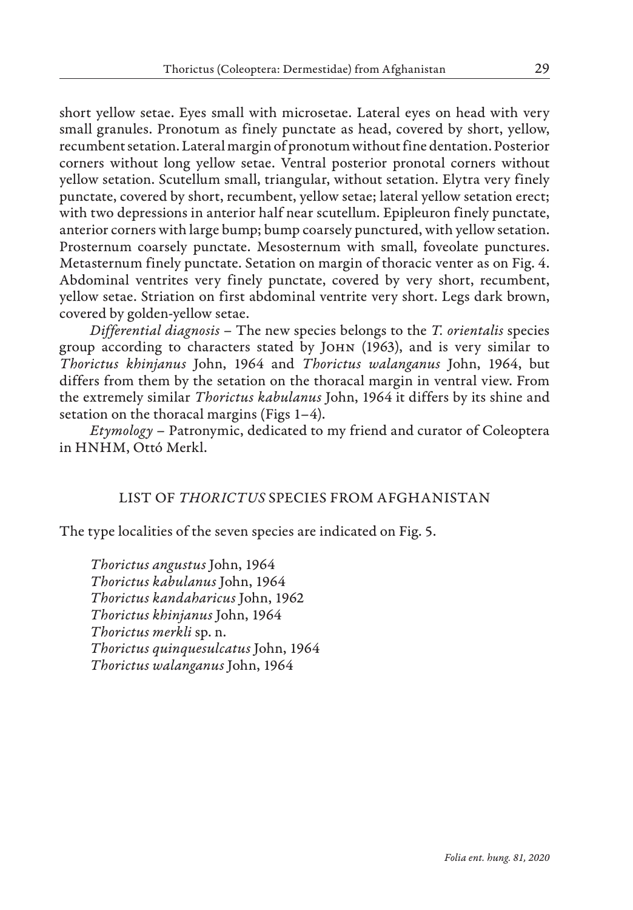short yellow setae. Eyes small with microsetae. Lateral eyes on head with very small granules. Pronotum as finely punctate as head, covered by short, yellow, recumbent setation. Lateral margin of pronotum without fine dentation. Posterior corners without long yellow setae. Ventral posterior pronotal corners without yellow setation. Scutellum small, triangular, without setation. Elytra very finely punctate, covered by short, recumbent, yellow setae; lateral yellow setation erect; with two depressions in anterior half near scutellum. Epipleuron finely punctate, anterior corners with large bump; bump coarsely punctured, with yellow setation. Prosternum coarsely punctate. Mesosternum with small, foveolate punctures. Metasternum finely punctate. Setation on margin of thoracic venter as on Fig. 4. Abdominal ventrites very finely punctate, covered by very short, recumbent, yellow setae. Striation on first abdominal ventrite very short. Legs dark brown, covered by golden-yellow setae.

*Differential diagnosis* – The new species belongs to the *T. orientalis* species group according to characters stated by John (1963), and is very similar to *Thorictus khinjanus* John, 1964 and *Thorictus walanganus* John, 1964, but differs from them by the setation on the thoracal margin in ventral view. From the extremely similar *Thorictus kabulanus* John, 1964 it differs by its shine and setation on the thoracal margins (Figs 1–4).

*Etymology* – Patronymic, dedicated to my friend and curator of Coleoptera in HNHM, Ottó Merkl.

## LIST OF *THORICTUS* SPECIES FROM AFGHANISTAN

The type localities of the seven species are indicated on Fig. 5.

*Thorictus angustus* John, 1964
*Thorictus kabulanus* John, 1964
*Thorictus kandaharicus* John, 1962
*Thorictus khinjanus* John, 1964
*Thorictus merkli* sp. n.
*Thorictus quinquesulcatus* John, 1964
*Thorictus walanganus* John, 1964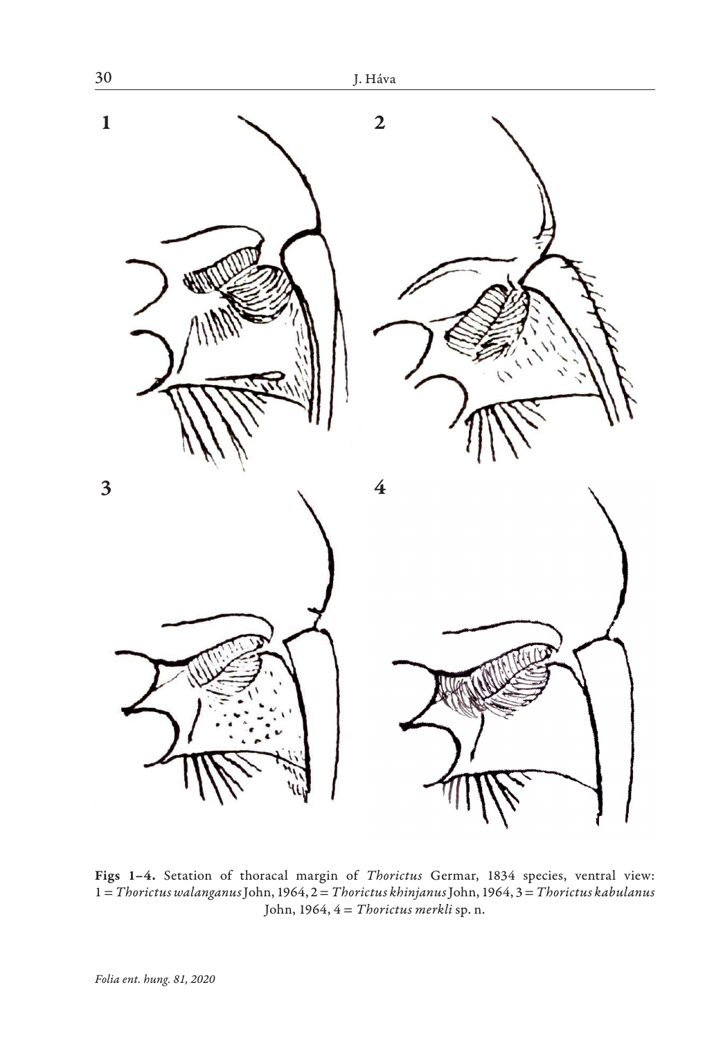**Figs 1–4.** Setation of thoracal margin of *Thorictus* Germar, 1834 species, ventral view: 1 = *Thorictus walanganus* John, 1964, 2 = *Thorictus khinjanus* John, 1964, 3 = *Thorictus kabulanus* John, 1964, 4 = *Thorictus merkli* sp. n.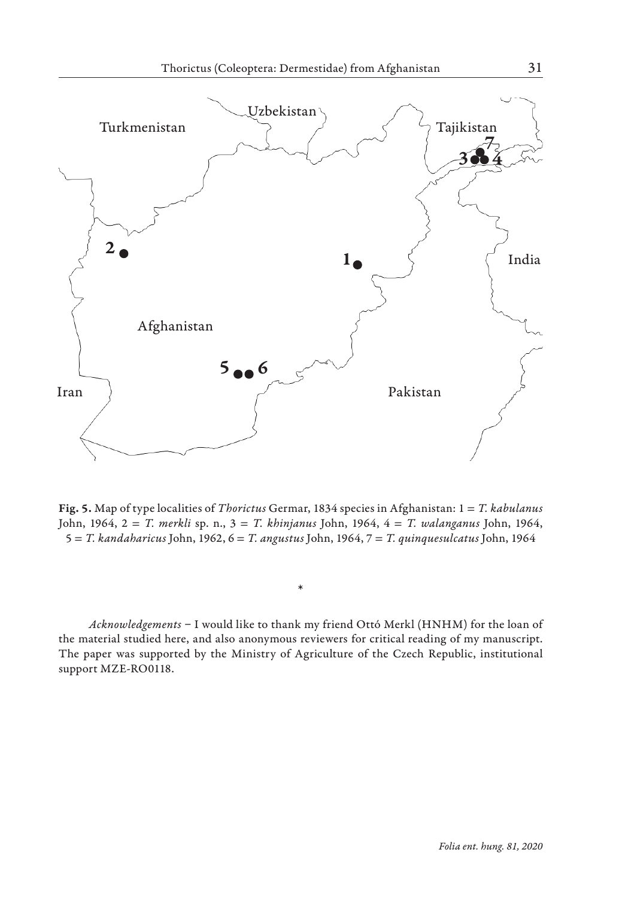**Fig. 5.** Map of type localities of *Thorictus* Germar, 1834 species in Afghanistan: 1 = *T. kabulanus* John, 1964, 2 = *T. merkli* sp. n., 3 = *T. khinjanus* John, 1964, 4 = *T. walanganus* John, 1964, 5 = *T. kandaharicus* John, 1962, 6 = *T. angustus* John, 1964, 7 = *T. quinquesulcatus* John, 1964

*

*Acknowledgements* – I would like to thank my friend Ottó Merkl (HNHM) for the loan of the material studied here, and also anonymous reviewers for critical reading of my manuscript. The paper was supported by the Ministry of Agriculture of the Czech Republic, institutional support MZE-RO0118.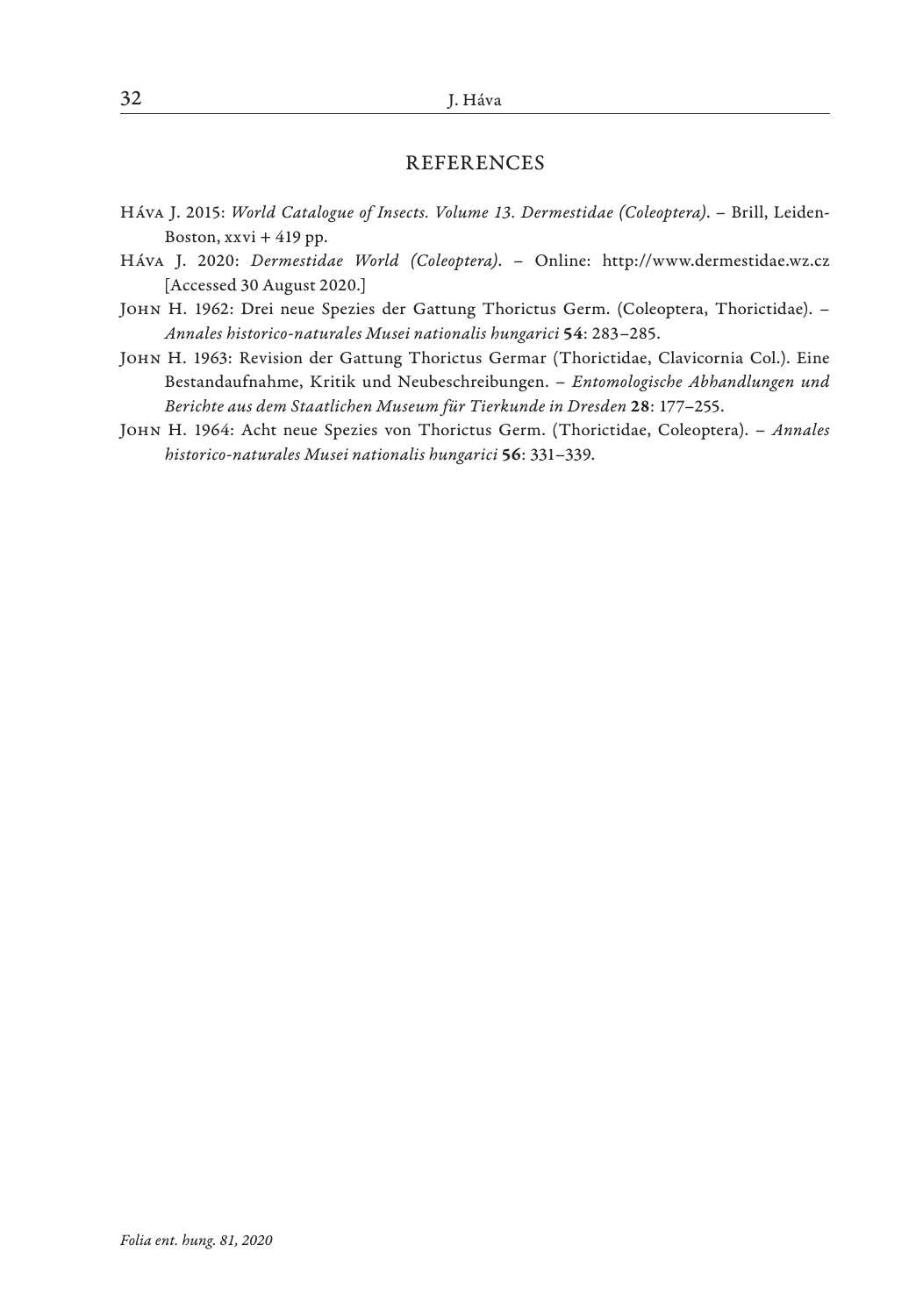## REFERENCES

Háva J. 2015: *World Catalogue of Insects. Volume 13. Dermestidae (Coleoptera).* – Brill, Leiden-Boston, xxvi + 419 pp.

Háva J. 2020: *Dermestidae World (Coleoptera).* – Online: http://www.dermestidae.wz.cz [Accessed 30 August 2020.]

John H. 1962: Drei neue Spezies der Gattung Thorictus Germ. (Coleoptera, Thorictidae). – *Annales historico-naturales Musei nationalis hungarici* **54**: 283–285.

John H. 1963: Revision der Gattung Thorictus Germar (Thorictidae, Clavicornia Col.). Eine Bestandaufnahme, Kritik und Neubeschreibungen. – *Entomologische Abhandlungen und Berichte aus dem Staatlichen Museum für Tierkunde in Dresden* **28**: 177–255.

John H. 1964: Acht neue Spezies von Thorictus Germ. (Thorictidae, Coleoptera). – *Annales historico-naturales Musei nationalis hungarici* **56**: 331–339.